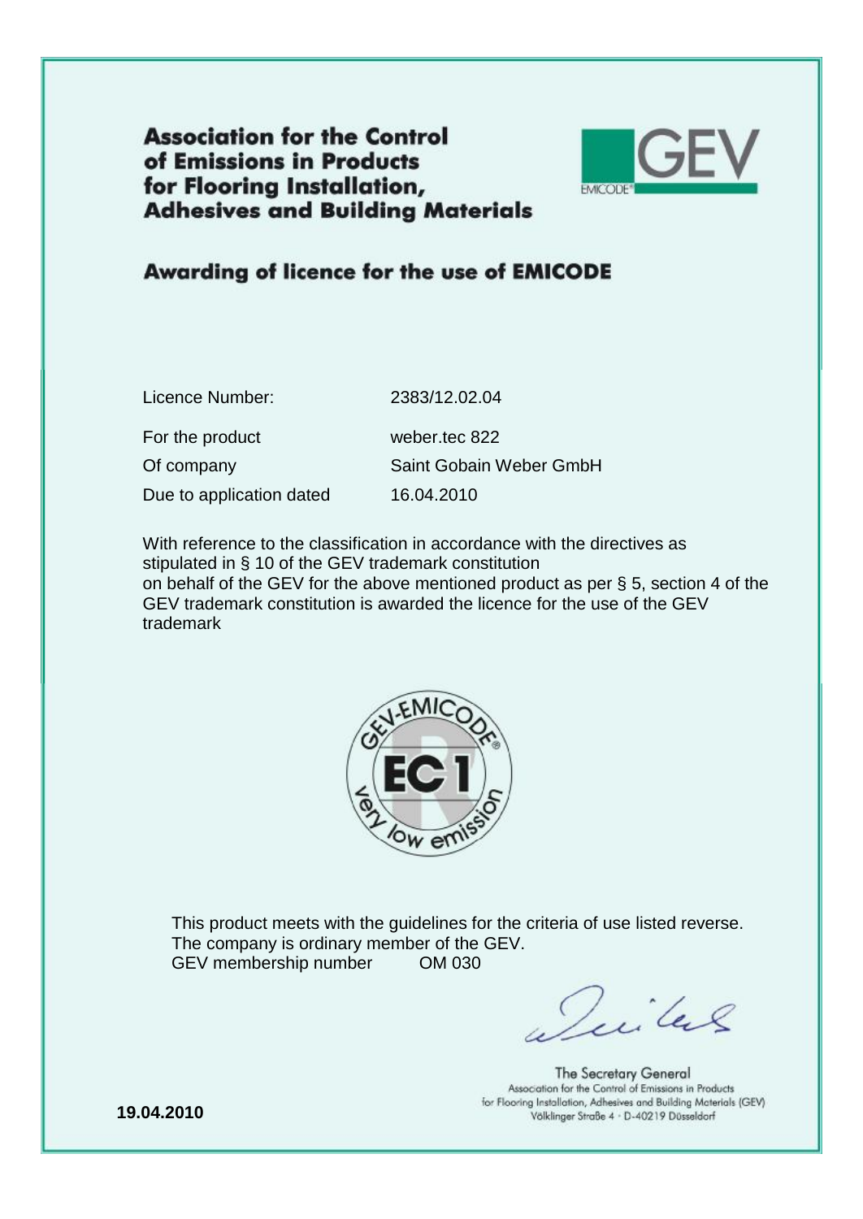# Association for the Control of Emissions in Products for Flooring Installation, Adhesives and Building Materials

GEV EMICODE®

## Awarding of licence for the use of EMICODE

| | |
|---|---|
| Licence Number: | 2383/12.02.04 |
| For the product | weber.tec 822 |
| Of company | Saint Gobain Weber GmbH |
| Due to application dated | 16.04.2010 |

With reference to the classification in accordance with the directives as stipulated in § 10 of the GEV trademark constitution
on behalf of the GEV for the above mentioned product as per § 5, section 4 of the GEV trademark constitution is awarded the licence for the use of the GEV trademark

GEV-EMICODE® EC1 very low emission

This product meets with the guidelines for the criteria of use listed reverse.
The company is ordinary member of the GEV.
GEV membership number OM 030

The Secretary General
Association for the Control of Emissions in Products
for Flooring Installation, Adhesives and Building Materials (GEV)
Völklinger Straße 4 · D-40219 Düsseldorf

**19.04.2010**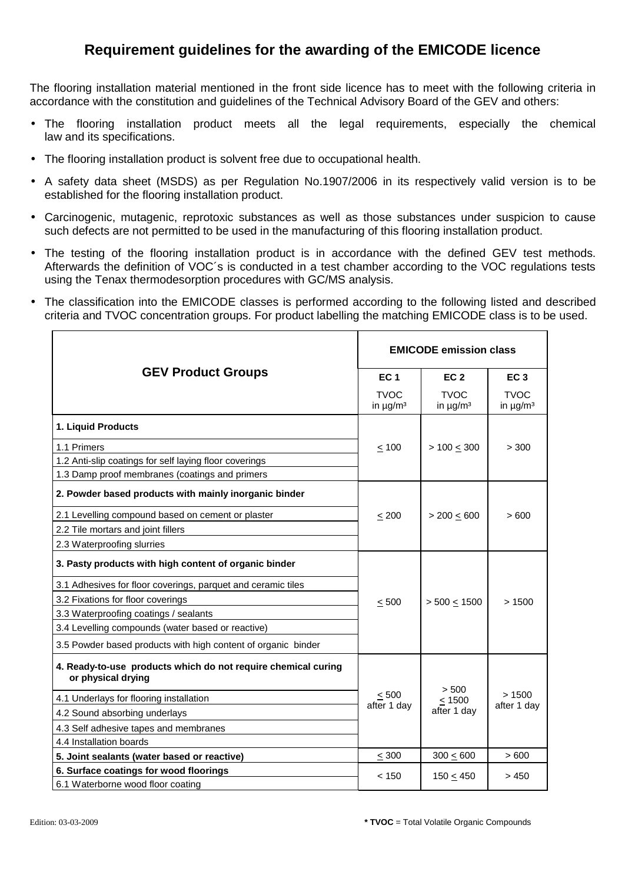# Requirement guidelines for the awarding of the EMICODE licence

The flooring installation material mentioned in the front side licence has to meet with the following criteria in accordance with the constitution and guidelines of the Technical Advisory Board of the GEV and others:

- The flooring installation product meets all the legal requirements, especially the chemical law and its specifications.
- The flooring installation product is solvent free due to occupational health.
- A safety data sheet (MSDS) as per Regulation No.1907/2006 in its respectively valid version is to be established for the flooring installation product.
- Carcinogenic, mutagenic, reprotoxic substances as well as those substances under suspicion to cause such defects are not permitted to be used in the manufacturing of this flooring installation product.
- The testing of the flooring installation product is in accordance with the defined GEV test methods. Afterwards the definition of VOC´s is conducted in a test chamber according to the VOC regulations tests using the Tenax thermodesorption procedures with GC/MS analysis.
- The classification into the EMICODE classes is performed according to the following listed and described criteria and TVOC concentration groups. For product labelling the matching EMICODE class is to be used.

| GEV Product Groups | EMICODE emission class | | |
|---|---|---|---|
| | EC 1<br>TVOC in µg/m³ | EC 2<br>TVOC in µg/m³ | EC 3<br>TVOC in µg/m³ |
| **1. Liquid Products**<br>1.1 Primers<br>1.2 Anti-slip coatings for self laying floor coverings<br>1.3 Damp proof membranes (coatings and primers | ≤ 100 | > 100 ≤ 300 | > 300 |
| **2. Powder based products with mainly inorganic binder**<br>2.1 Levelling compound based on cement or plaster<br>2.2 Tile mortars and joint fillers<br>2.3 Waterproofing slurries | ≤ 200 | > 200 ≤ 600 | > 600 |
| **3. Pasty products with high content of organic binder**<br>3.1 Adhesives for floor coverings, parquet and ceramic tiles<br>3.2 Fixations for floor coverings<br>3.3 Waterproofing coatings / sealants<br>3.4 Levelling compounds (water based or reactive)<br>3.5 Powder based products with high content of organic binder | ≤ 500 | > 500 ≤ 1500 | > 1500 |
| **4. Ready-to-use products which do not require chemical curing or physical drying**<br>4.1 Underlays for flooring installation<br>4.2 Sound absorbing underlays<br>4.3 Self adhesive tapes and membranes<br>4.4 Installation boards | ≤ 500 after 1 day | > 500 ≤ 1500 after 1 day | > 1500 after 1 day |
| **5. Joint sealants (water based or reactive)** | ≤ 300 | 300 ≤ 600 | > 600 |
| **6. Surface coatings for wood floorings**<br>6.1 Waterborne wood floor coating | < 150 | 150 ≤ 450 | > 450 |

Edition: 03-03-2009

**\* TVOC** = Total Volatile Organic Compounds